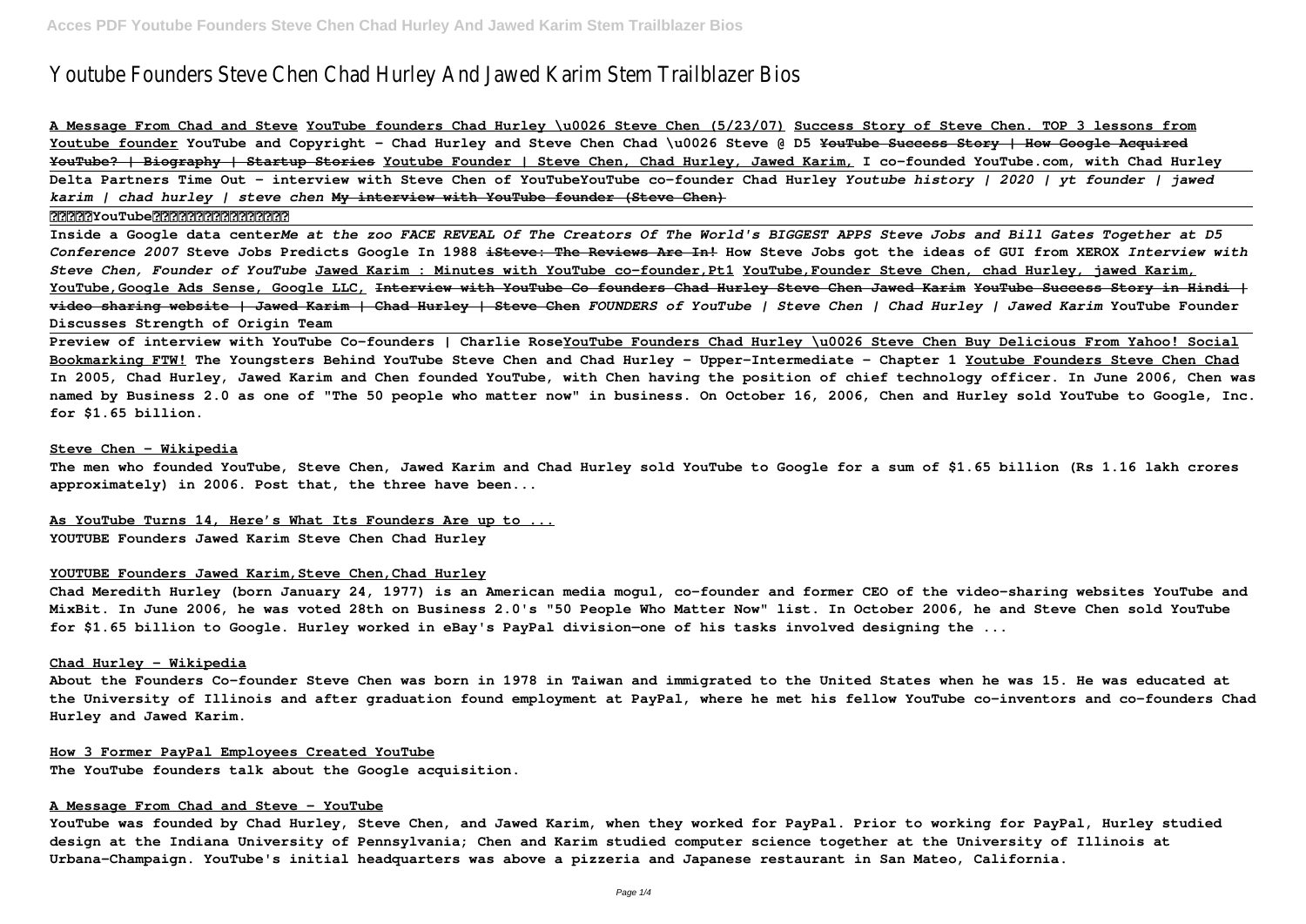# Youtube Founders Steve Chen Chad Hurley And Jawed Karim Stem Trailblazer Bios

**A Message From Chad and Steve YouTube founders Chad Hurley \u0026 Steve Chen (5/23/07) Success Story of Steve Chen. TOP 3 lessons from Youtube founder YouTube and Copyright - Chad Hurley and Steve Chen Chad \u0026 Steve @ D5 ~~YouTube Success Story | How Google Acquired YouTube? | Biography | Startup Stories~~ Youtube Founder | Steve Chen, Chad Hurley, Jawed Karim, I co-founded YouTube.com, with Chad Hurley Delta Partners Time Out - interview with Steve Chen of YouTubeYouTube co-founder Chad Hurley *Youtube history | 2020 | yt founder | jawed karim | chad hurley | steve chen* My interview with YouTube founder (Steve Chen)**

**??????YouTube???????????????**

**Inside a Google data center*Me at the zoo FACE REVEAL Of The Creators Of The World's BIGGEST APPS Steve Jobs and Bill Gates Together at D5 Conference 2007* Steve Jobs Predicts Google In 1988 ~~iSteve: The Reviews Are In!~~ How Steve Jobs got the ideas of GUI from XEROX *Interview with Steve Chen, Founder of YouTube* Jawed Karim : Minutes with YouTube co-founder,Pt1 YouTube,Founder Steve Chen, chad Hurley, jawed Karim, YouTube,Google Ads Sense, Google LLC, ~~Interview with YouTube Co founders Chad Hurley Steve Chen Jawed Karim~~ ~~YouTube Success Story in Hindi | video sharing website | Jawed Karim | Chad Hurley | Steve Chen~~ *FOUNDERS of YouTube | Steve Chen | Chad Hurley | Jawed Karim* YouTube Founder Discusses Strength of Origin Team**

**Preview of interview with YouTube Co-founders | Charlie RoseYouTube Founders Chad Hurley \u0026 Steve Chen Buy Delicious From Yahoo! Social Bookmarking FTW! The Youngsters Behind YouTube Steve Chen and Chad Hurley - Upper-Intermediate - Chapter 1 Youtube Founders Steve Chen Chad**

**In 2005, Chad Hurley, Jawed Karim and Chen founded YouTube, with Chen having the position of chief technology officer. In June 2006, Chen was named by Business 2.0 as one of "The 50 people who matter now" in business. On October 16, 2006, Chen and Hurley sold YouTube to Google, Inc. for $1.65 billion.**

**Steve Chen - Wikipedia**

**The men who founded YouTube, Steve Chen, Jawed Karim and Chad Hurley sold YouTube to Google for a sum of $1.65 billion (Rs 1.16 lakh crores approximately) in 2006. Post that, the three have been...**

**As YouTube Turns 14, Here's What Its Founders Are up to ...**

**YOUTUBE Founders Jawed Karim Steve Chen Chad Hurley**

**YOUTUBE Founders Jawed Karim,Steve Chen,Chad Hurley**

**Chad Meredith Hurley (born January 24, 1977) is an American media mogul, co-founder and former CEO of the video-sharing websites YouTube and MixBit. In June 2006, he was voted 28th on Business 2.0's "50 People Who Matter Now" list. In October 2006, he and Steve Chen sold YouTube for $1.65 billion to Google. Hurley worked in eBay's PayPal division—one of his tasks involved designing the ...**

**Chad Hurley - Wikipedia**

**About the Founders Co-founder Steve Chen was born in 1978 in Taiwan and immigrated to the United States when he was 15. He was educated at the University of Illinois and after graduation found employment at PayPal, where he met his fellow YouTube co-inventors and co-founders Chad Hurley and Jawed Karim.**

**How 3 Former PayPal Employees Created YouTube**

**The YouTube founders talk about the Google acquisition.**

**A Message From Chad and Steve - YouTube**

**YouTube was founded by Chad Hurley, Steve Chen, and Jawed Karim, when they worked for PayPal. Prior to working for PayPal, Hurley studied design at the Indiana University of Pennsylvania; Chen and Karim studied computer science together at the University of Illinois at Urbana–Champaign. YouTube's initial headquarters was above a pizzeria and Japanese restaurant in San Mateo, California.**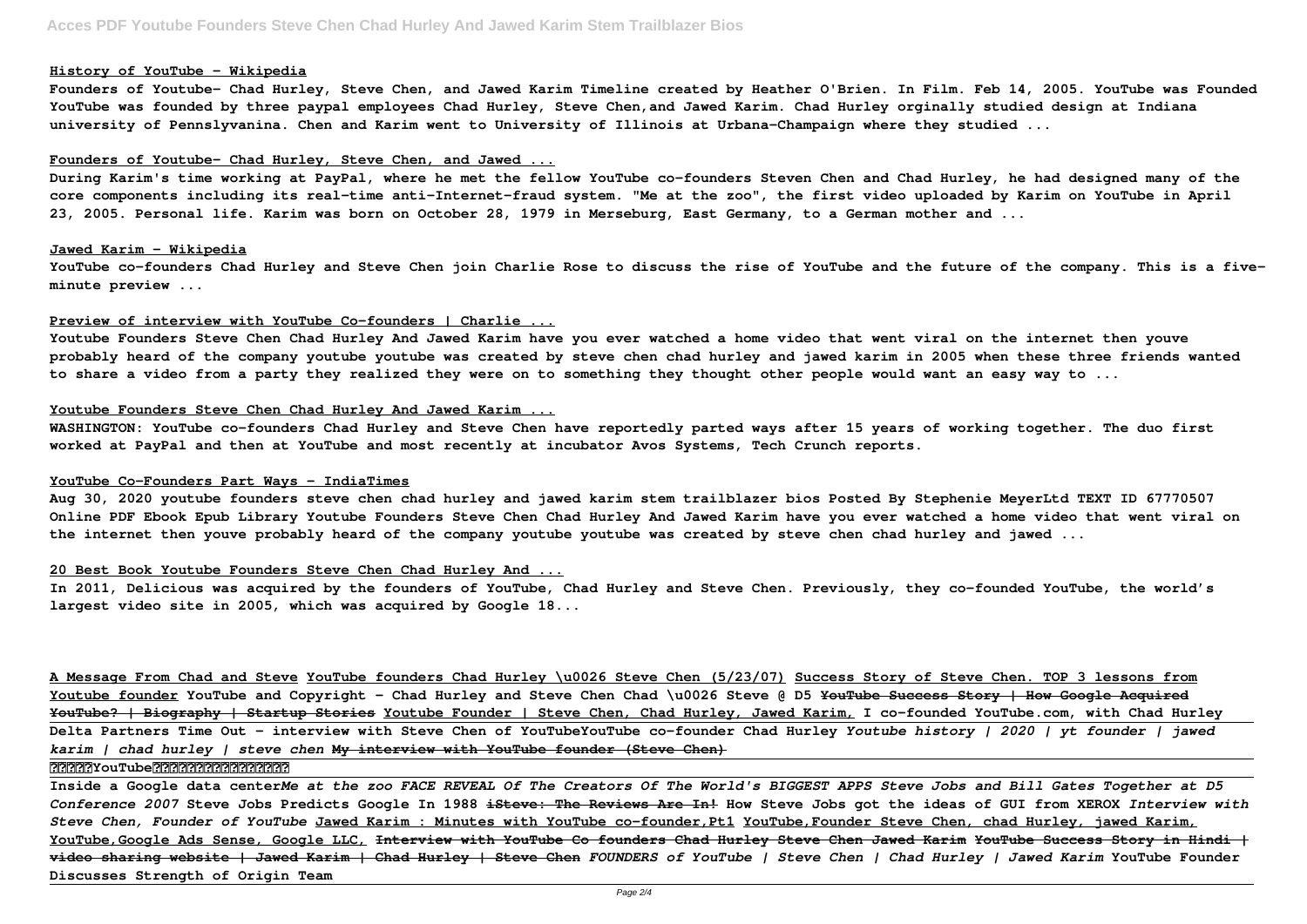**History of YouTube - Wikipedia**

**Founders of Youtube- Chad Hurley, Steve Chen, and Jawed Karim Timeline created by Heather O'Brien. In Film. Feb 14, 2005. YouTube was Founded YouTube was founded by three paypal employees Chad Hurley, Steve Chen,and Jawed Karim. Chad Hurley orginally studied design at Indiana university of Pennslyvanina. Chen and Karim went to University of Illinois at Urbana-Champaign where they studied ...**

**Founders of Youtube- Chad Hurley, Steve Chen, and Jawed ...**

**During Karim's time working at PayPal, where he met the fellow YouTube co-founders Steven Chen and Chad Hurley, he had designed many of the core components including its real-time anti-Internet-fraud system. "Me at the zoo", the first video uploaded by Karim on YouTube in April 23, 2005. Personal life. Karim was born on October 28, 1979 in Merseburg, East Germany, to a German mother and ...**

**Jawed Karim - Wikipedia**

**YouTube co-founders Chad Hurley and Steve Chen join Charlie Rose to discuss the rise of YouTube and the future of the company. This is a five-minute preview ...**

**Preview of interview with YouTube Co-founders | Charlie ...**

**Youtube Founders Steve Chen Chad Hurley And Jawed Karim have you ever watched a home video that went viral on the internet then youve probably heard of the company youtube youtube was created by steve chen chad hurley and jawed karim in 2005 when these three friends wanted to share a video from a party they realized they were on to something they thought other people would want an easy way to ...**

**Youtube Founders Steve Chen Chad Hurley And Jawed Karim ...**

**WASHINGTON: YouTube co-founders Chad Hurley and Steve Chen have reportedly parted ways after 15 years of working together. The duo first worked at PayPal and then at YouTube and most recently at incubator Avos Systems, Tech Crunch reports.**

**YouTube Co-Founders Part Ways - IndiaTimes**

**Aug 30, 2020 youtube founders steve chen chad hurley and jawed karim stem trailblazer bios Posted By Stephenie MeyerLtd TEXT ID 67770507 Online PDF Ebook Epub Library Youtube Founders Steve Chen Chad Hurley And Jawed Karim have you ever watched a home video that went viral on the internet then youve probably heard of the company youtube youtube was created by steve chen chad hurley and jawed ...**

**20 Best Book Youtube Founders Steve Chen Chad Hurley And ...**

**In 2011, Delicious was acquired by the founders of YouTube, Chad Hurley and Steve Chen. Previously, they co-founded YouTube, the world's largest video site in 2005, which was acquired by Google 18...**

**A Message From Chad and Steve** **YouTube founders Chad Hurley \u0026 Steve Chen (5/23/07)** **Success Story of Steve Chen. TOP 3 lessons from Youtube founder** **YouTube and Copyright - Chad Hurley and Steve Chen** **Chad \u0026 Steve @ D5** ~~**YouTube Success Story | How Google Acquired YouTube? | Biography | Startup Stories**~~ **Youtube Founder | Steve Chen, Chad Hurley, Jawed Karim,** **I co-founded YouTube.com, with Chad Hurley** **Delta Partners Time Out - interview with Steve Chen of YouTube** **YouTube co-founder Chad Hurley** ***Youtube history | 2020 | yt founder | jawed karim | chad hurley | steve chen*** **My interview with YouTube founder (Steve Chen)**

**?????YouTube??????????????**

**Inside a Google data center** ***Me at the zoo*** ***FACE REVEAL Of The Creators Of The World's BIGGEST APPS*** ***Steve Jobs and Bill Gates Together at D5 Conference 2007*** **Steve Jobs Predicts Google In 1988** ~~**iSteve: The Reviews Are In!**~~ **How Steve Jobs got the ideas of GUI from XEROX** ***Interview with Steve Chen, Founder of YouTube*** **Jawed Karim : Minutes with YouTube co-founder,Pt1** **YouTube,Founder Steve Chen, chad Hurley, jawed Karim, YouTube,Google Ads Sense, Google LLC,** ~~**Interview with YouTube Co founders Chad Hurley Steve Chen Jawed Karim**~~ ~~**YouTube Success Story in Hindi | video sharing website | Jawed Karim | Chad Hurley | Steve Chen**~~ ***FOUNDERS of YouTube | Steve Chen | Chad Hurley | Jawed Karim*** **YouTube Founder Discusses Strength of Origin Team**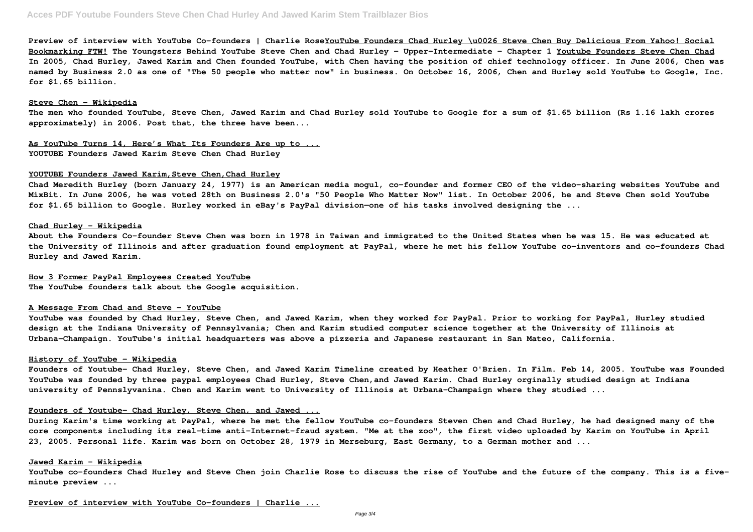**Preview of interview with YouTube Co-founders | Charlie Rose** **YouTube Founders Chad Hurley \u0026 Steve Chen Buy Delicious From Yahoo! Social Bookmarking FTW!** **The Youngsters Behind YouTube Steve Chen and Chad Hurley - Upper-Intermediate - Chapter 1** **Youtube Founders Steve Chen Chad**

**In 2005, Chad Hurley, Jawed Karim and Chen founded YouTube, with Chen having the position of chief technology officer. In June 2006, Chen was named by Business 2.0 as one of "The 50 people who matter now" in business. On October 16, 2006, Chen and Hurley sold YouTube to Google, Inc. for $1.65 billion.**

**Steve Chen - Wikipedia**

**The men who founded YouTube, Steve Chen, Jawed Karim and Chad Hurley sold YouTube to Google for a sum of $1.65 billion (Rs 1.16 lakh crores approximately) in 2006. Post that, the three have been...**

**As YouTube Turns 14, Here's What Its Founders Are up to ...**

**YOUTUBE Founders Jawed Karim Steve Chen Chad Hurley**

**YOUTUBE Founders Jawed Karim,Steve Chen,Chad Hurley**

**Chad Meredith Hurley (born January 24, 1977) is an American media mogul, co-founder and former CEO of the video-sharing websites YouTube and MixBit. In June 2006, he was voted 28th on Business 2.0's "50 People Who Matter Now" list. In October 2006, he and Steve Chen sold YouTube for $1.65 billion to Google. Hurley worked in eBay's PayPal division—one of his tasks involved designing the ...**

**Chad Hurley - Wikipedia**

**About the Founders Co-founder Steve Chen was born in 1978 in Taiwan and immigrated to the United States when he was 15. He was educated at the University of Illinois and after graduation found employment at PayPal, where he met his fellow YouTube co-inventors and co-founders Chad Hurley and Jawed Karim.**

**How 3 Former PayPal Employees Created YouTube**

**The YouTube founders talk about the Google acquisition.**

**A Message From Chad and Steve - YouTube**

**YouTube was founded by Chad Hurley, Steve Chen, and Jawed Karim, when they worked for PayPal. Prior to working for PayPal, Hurley studied design at the Indiana University of Pennsylvania; Chen and Karim studied computer science together at the University of Illinois at Urbana-Champaign. YouTube's initial headquarters was above a pizzeria and Japanese restaurant in San Mateo, California.**

**History of YouTube - Wikipedia**

**Founders of Youtube- Chad Hurley, Steve Chen, and Jawed Karim Timeline created by Heather O'Brien. In Film. Feb 14, 2005. YouTube was Founded YouTube was founded by three paypal employees Chad Hurley, Steve Chen,and Jawed Karim. Chad Hurley orginally studied design at Indiana university of Pennslyvanina. Chen and Karim went to University of Illinois at Urbana-Champaign where they studied ...**

**Founders of Youtube- Chad Hurley, Steve Chen, and Jawed ...**

**During Karim's time working at PayPal, where he met the fellow YouTube co-founders Steven Chen and Chad Hurley, he had designed many of the core components including its real-time anti-Internet-fraud system. "Me at the zoo", the first video uploaded by Karim on YouTube in April 23, 2005. Personal life. Karim was born on October 28, 1979 in Merseburg, East Germany, to a German mother and ...**

**Jawed Karim - Wikipedia**

**YouTube co-founders Chad Hurley and Steve Chen join Charlie Rose to discuss the rise of YouTube and the future of the company. This is a five-minute preview ...**

**Preview of interview with YouTube Co-founders | Charlie ...**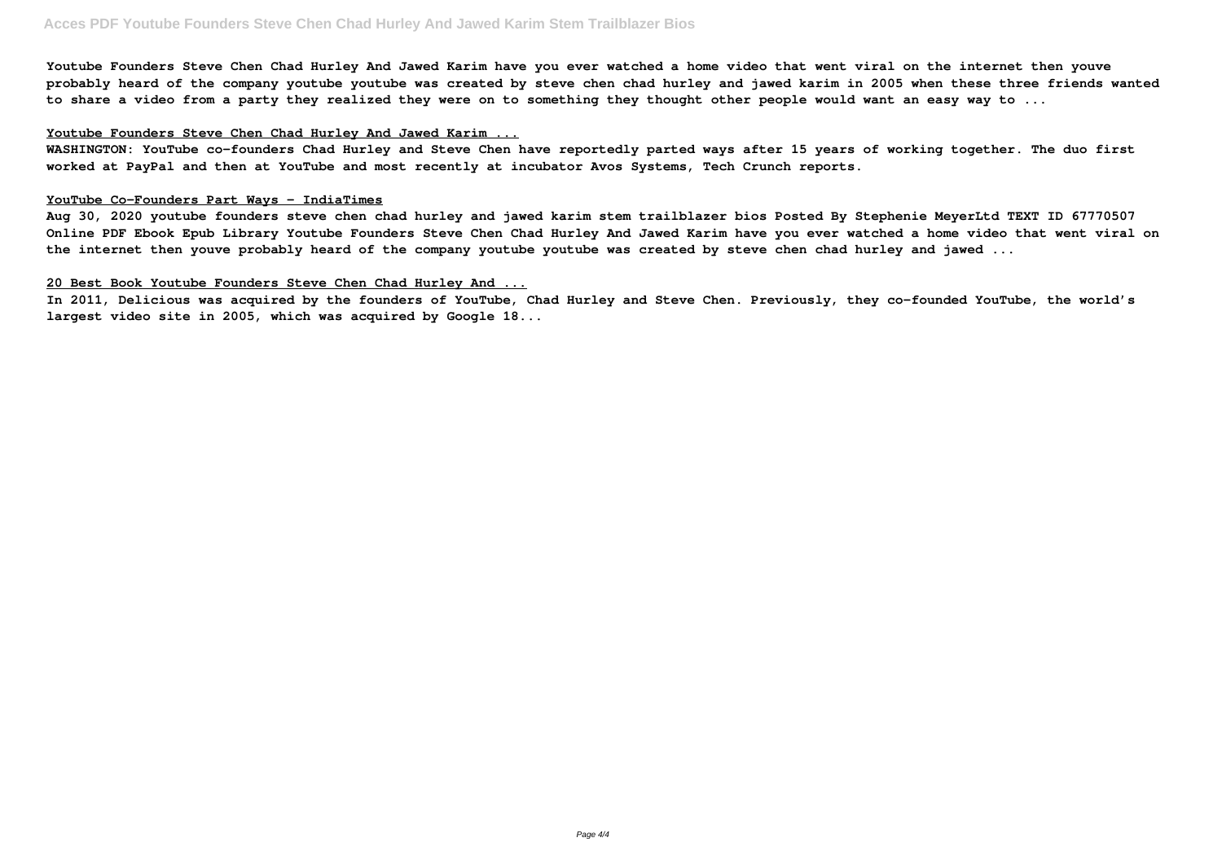**Youtube Founders Steve Chen Chad Hurley And Jawed Karim have you ever watched a home video that went viral on the internet then youve probably heard of the company youtube youtube was created by steve chen chad hurley and jawed karim in 2005 when these three friends wanted to share a video from a party they realized they were on to something they thought other people would want an easy way to ...**

**Youtube Founders Steve Chen Chad Hurley And Jawed Karim ...**

**WASHINGTON: YouTube co-founders Chad Hurley and Steve Chen have reportedly parted ways after 15 years of working together. The duo first worked at PayPal and then at YouTube and most recently at incubator Avos Systems, Tech Crunch reports.**

**YouTube Co-Founders Part Ways - IndiaTimes**

**Aug 30, 2020 youtube founders steve chen chad hurley and jawed karim stem trailblazer bios Posted By Stephenie MeyerLtd TEXT ID 67770507 Online PDF Ebook Epub Library Youtube Founders Steve Chen Chad Hurley And Jawed Karim have you ever watched a home video that went viral on the internet then youve probably heard of the company youtube youtube was created by steve chen chad hurley and jawed ...**

**20 Best Book Youtube Founders Steve Chen Chad Hurley And ...**

**In 2011, Delicious was acquired by the founders of YouTube, Chad Hurley and Steve Chen. Previously, they co-founded YouTube, the world's largest video site in 2005, which was acquired by Google 18...**